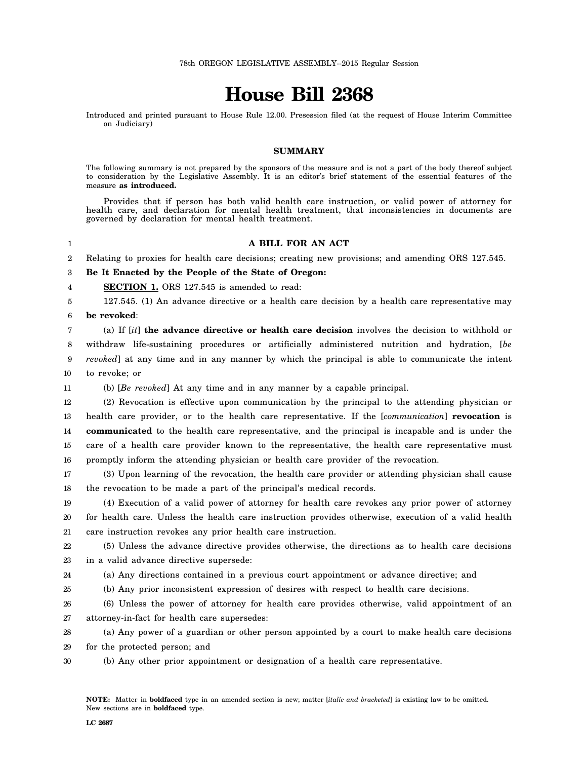78th OREGON LEGISLATIVE ASSEMBLY--2015 Regular Session

# House Bill 2368

Introduced and printed pursuant to House Rule 12.00. Presession filed (at the request of House Interim Committee on Judiciary)

### SUMMARY

The following summary is not prepared by the sponsors of the measure and is not a part of the body thereof subject to consideration by the Legislative Assembly. It is an editor's brief statement of the essential features of the measure **as introduced.**

Provides that if person has both valid health care instruction, or valid power of attorney for health care, and declaration for mental health treatment, that inconsistencies in documents are governed by declaration for mental health treatment.

### A BILL FOR AN ACT

Relating to proxies for health care decisions; creating new provisions; and amending ORS 127.545.

**Be It Enacted by the People of the State of Oregon:**

**SECTION 1.** ORS 127.545 is amended to read:

127.545. (1) An advance directive or a health care decision by a health care representative may **be revoked**:

(a) If [*it*] **the advance directive or health care decision** involves the decision to withhold or withdraw life-sustaining procedures or artificially administered nutrition and hydration, [*be revoked*] at any time and in any manner by which the principal is able to communicate the intent to revoke; or

(b) [*Be revoked*] At any time and in any manner by a capable principal.

(2) Revocation is effective upon communication by the principal to the attending physician or health care provider, or to the health care representative. If the [*communication*] **revocation** is **communicated** to the health care representative, and the principal is incapable and is under the care of a health care provider known to the representative, the health care representative must promptly inform the attending physician or health care provider of the revocation.

(3) Upon learning of the revocation, the health care provider or attending physician shall cause the revocation to be made a part of the principal's medical records.

(4) Execution of a valid power of attorney for health care revokes any prior power of attorney for health care. Unless the health care instruction provides otherwise, execution of a valid health care instruction revokes any prior health care instruction.

(5) Unless the advance directive provides otherwise, the directions as to health care decisions in a valid advance directive supersede:

(a) Any directions contained in a previous court appointment or advance directive; and

(b) Any prior inconsistent expression of desires with respect to health care decisions.

(6) Unless the power of attorney for health care provides otherwise, valid appointment of an attorney-in-fact for health care supersedes:

(a) Any power of a guardian or other person appointed by a court to make health care decisions for the protected person; and

(b) Any other prior appointment or designation of a health care representative.

**NOTE:** Matter in **boldfaced** type in an amended section is new; matter [*italic and bracketed*] is existing law to be omitted. New sections are in **boldfaced** type.

LC 2687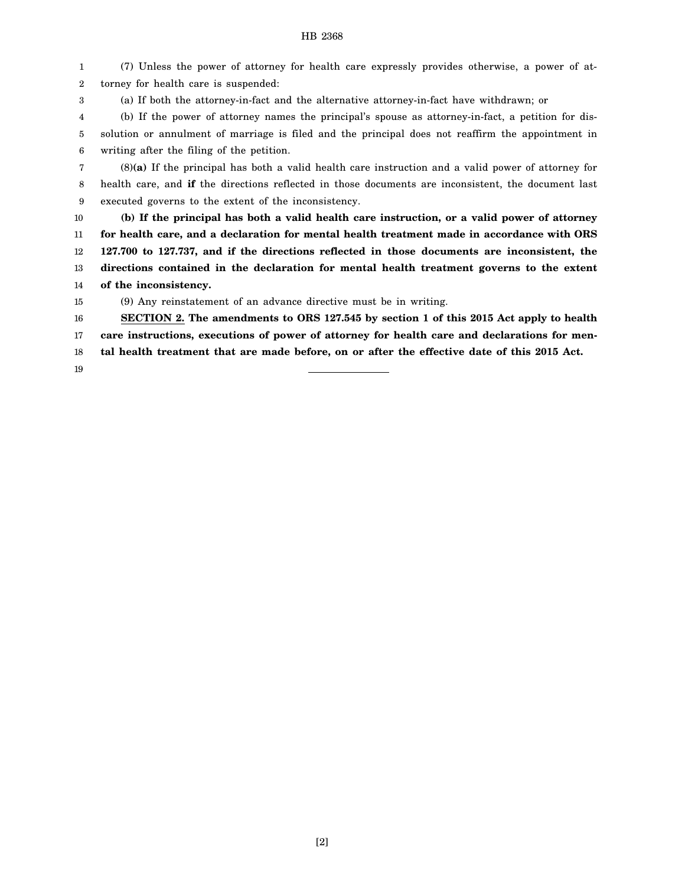(7) Unless the power of attorney for health care expressly provides otherwise, a power of attorney for health care is suspended:

(a) If both the attorney-in-fact and the alternative attorney-in-fact have withdrawn; or

(b) If the power of attorney names the principal's spouse as attorney-in-fact, a petition for dissolution or annulment of marriage is filed and the principal does not reaffirm the appointment in writing after the filing of the petition.

(8)**(a)** If the principal has both a valid health care instruction and a valid power of attorney for health care, and **if** the directions reflected in those documents are inconsistent, the document last executed governs to the extent of the inconsistency.

**(b) If the principal has both a valid health care instruction, or a valid power of attorney for health care, and a declaration for mental health treatment made in accordance with ORS 127.700 to 127.737, and if the directions reflected in those documents are inconsistent, the directions contained in the declaration for mental health treatment governs to the extent of the inconsistency.**

(9) Any reinstatement of an advance directive must be in writing.

**SECTION 2. The amendments to ORS 127.545 by section 1 of this 2015 Act apply to health care instructions, executions of power of attorney for health care and declarations for mental health treatment that are made before, on or after the effective date of this 2015 Act.**